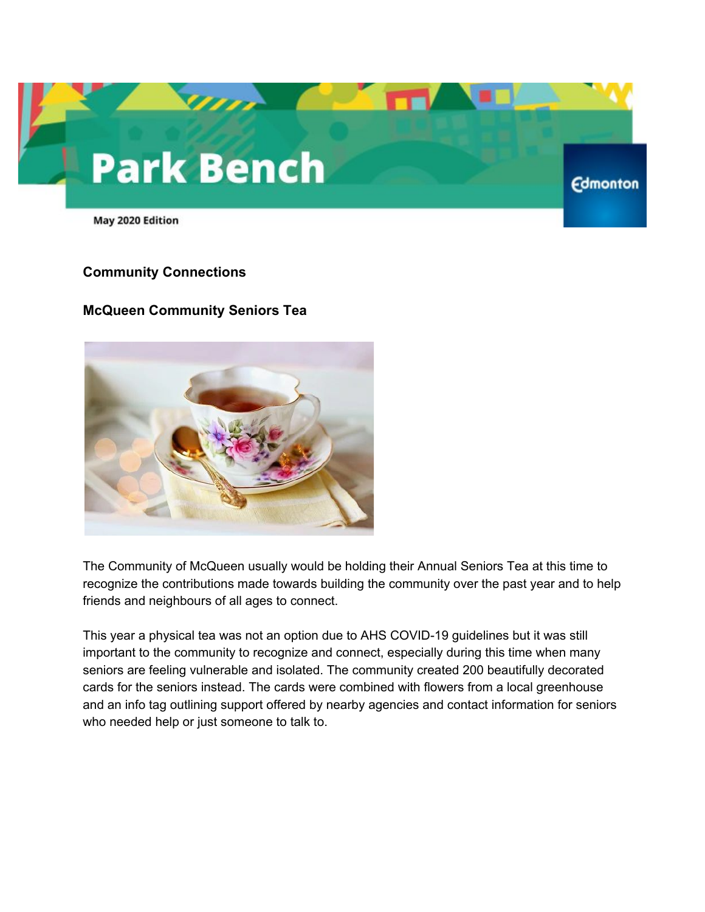# Park Bench

May 2020 Edition

## Community Connections

### McQueen Community Seniors Tea

The Community of McQueen usually would be holding their Annual Seniors Tea at this time to recognize the contributions made towards building the community over the past year and to help friends and neighbours of all ages to connect.

This year a physical tea was not an option due to AHS COVID-19 guidelines but it was still important to the community to recognize and connect, especially during this time when many seniors are feeling vulnerable and isolated. The community created 200 beautifully decorated cards for the seniors instead. The cards were combined with flowers from a local greenhouse and an info tag outlining support offered by nearby agencies and contact information for seniors who needed help or just someone to talk to.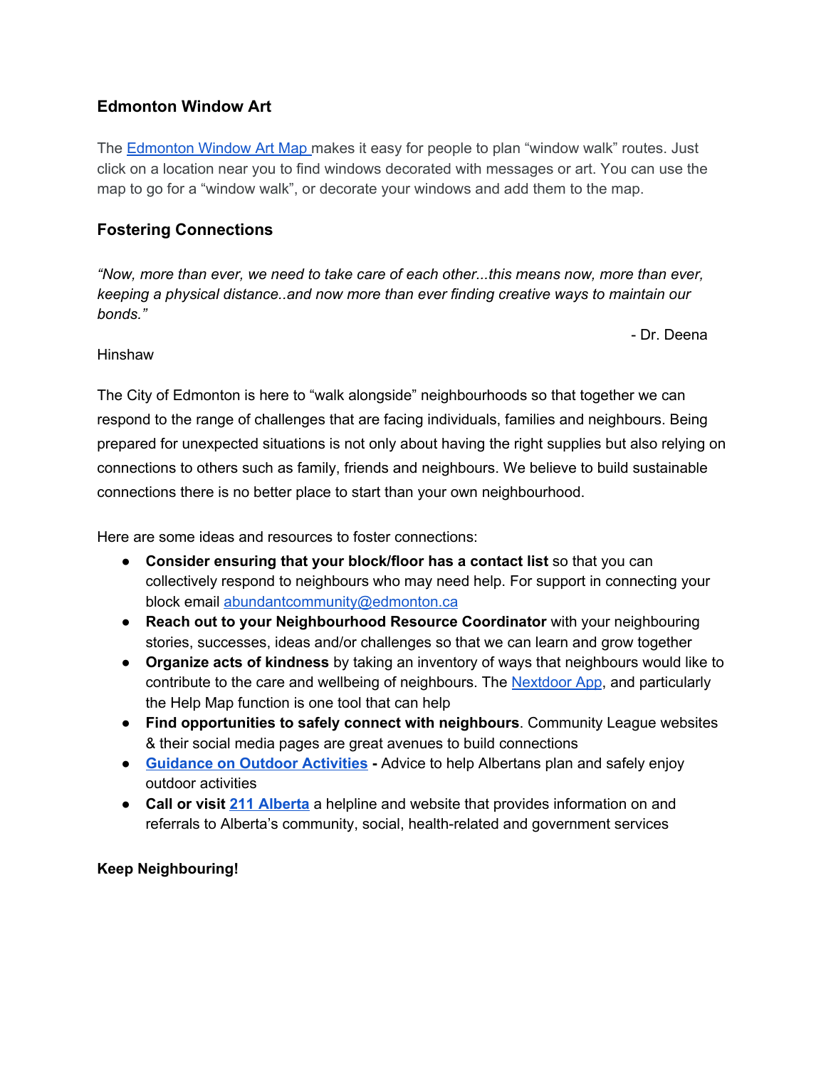### Edmonton Window Art

The Edmonton Window Art Map makes it easy for people to plan "window walk" routes. Just click on a location near you to find windows decorated with messages or art. You can use the map to go for a "window walk", or decorate your windows and add them to the map.

## Fostering Connections

*"Now, more than ever, we need to take care of each other...this means now, more than ever, keeping a physical distance..and now more than ever finding creative ways to maintain our bonds."*

- Dr. Deena Hinshaw

The City of Edmonton is here to "walk alongside" neighbourhoods so that together we can respond to the range of challenges that are facing individuals, families and neighbours. Being prepared for unexpected situations is not only about having the right supplies but also relying on connections to others such as family, friends and neighbours. We believe to build sustainable connections there is no better place to start than your own neighbourhood.

Here are some ideas and resources to foster connections:

- **Consider ensuring that your block/floor has a contact list** so that you can collectively respond to neighbours who may need help. For support in connecting your block email abundantcommunity@edmonton.ca
- **Reach out to your Neighbourhood Resource Coordinator** with your neighbouring stories, successes, ideas and/or challenges so that we can learn and grow together
- **Organize acts of kindness** by taking an inventory of ways that neighbours would like to contribute to the care and wellbeing of neighbours. The Nextdoor App, and particularly the Help Map function is one tool that can help
- **Find opportunities to safely connect with neighbours**. Community League websites & their social media pages are great avenues to build connections
- **Guidance on Outdoor Activities -** Advice to help Albertans plan and safely enjoy outdoor activities
- **Call or visit 211 Alberta** a helpline and website that provides information on and referrals to Alberta's community, social, health-related and government services

**Keep Neighbouring!**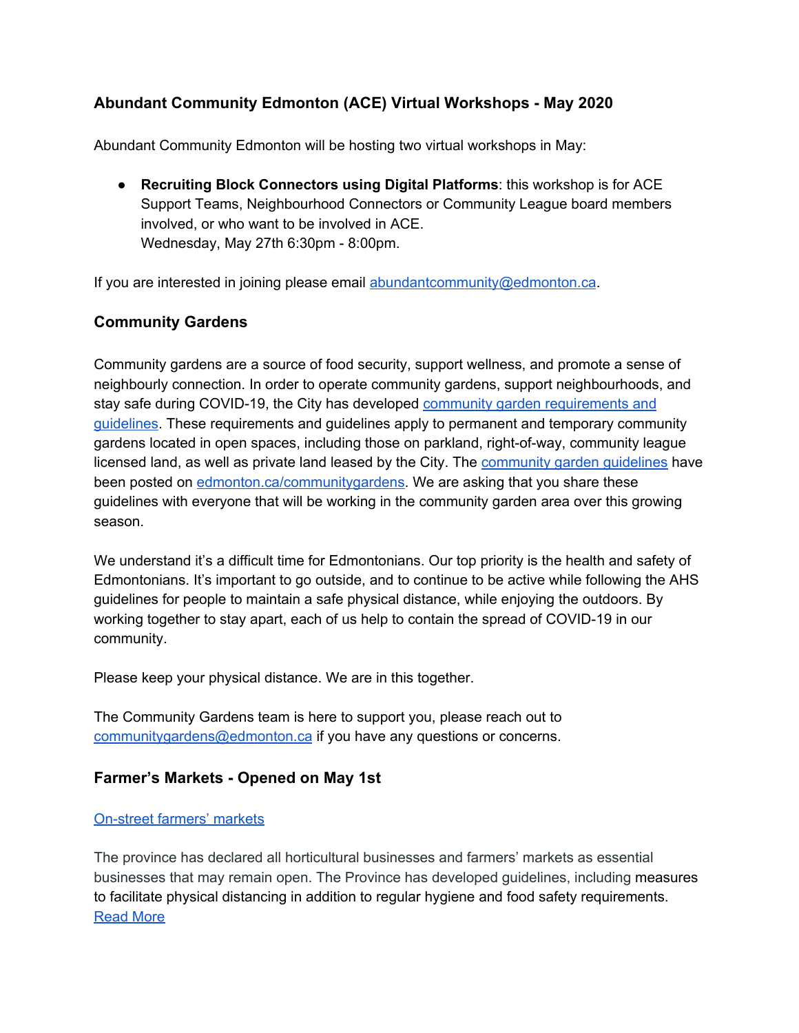### Abundant Community Edmonton (ACE) Virtual Workshops - May 2020

Abundant Community Edmonton will be hosting two virtual workshops in May:

- **Recruiting Block Connectors using Digital Platforms**: this workshop is for ACE Support Teams, Neighbourhood Connectors or Community League board members involved, or who want to be involved in ACE.
  Wednesday, May 27th 6:30pm - 8:00pm.

If you are interested in joining please email abundantcommunity@edmonton.ca.

## Community Gardens

Community gardens are a source of food security, support wellness, and promote a sense of neighbourly connection. In order to operate community gardens, support neighbourhoods, and stay safe during COVID-19, the City has developed community garden requirements and guidelines. These requirements and guidelines apply to permanent and temporary community gardens located in open spaces, including those on parkland, right-of-way, community league licensed land, as well as private land leased by the City. The community garden guidelines have been posted on edmonton.ca/communitygardens. We are asking that you share these guidelines with everyone that will be working in the community garden area over this growing season.

We understand it's a difficult time for Edmontonians. Our top priority is the health and safety of Edmontonians. It's important to go outside, and to continue to be active while following the AHS guidelines for people to maintain a safe physical distance, while enjoying the outdoors. By working together to stay apart, each of us help to contain the spread of COVID-19 in our community.

Please keep your physical distance. We are in this together.

The Community Gardens team is here to support you, please reach out to communitygardens@edmonton.ca if you have any questions or concerns.

## Farmer's Markets - Opened on May 1st

On-street farmers' markets

The province has declared all horticultural businesses and farmers' markets as essential businesses that may remain open. The Province has developed guidelines, including measures to facilitate physical distancing in addition to regular hygiene and food safety requirements. Read More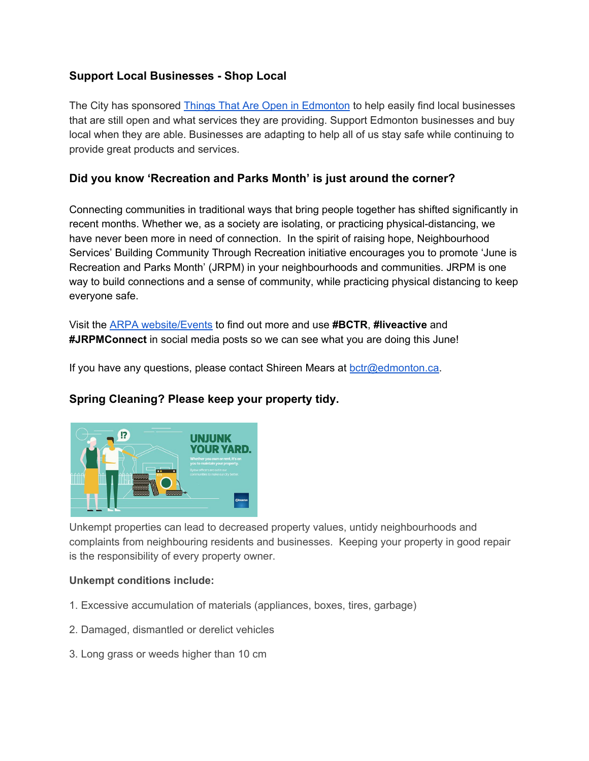### Support Local Businesses - Shop Local

The City has sponsored [Things That Are Open in Edmonton] to help easily find local businesses that are still open and what services they are providing. Support Edmonton businesses and buy local when they are able. Businesses are adapting to help all of us stay safe while continuing to provide great products and services.

### Did you know 'Recreation and Parks Month' is just around the corner?

Connecting communities in traditional ways that bring people together has shifted significantly in recent months. Whether we, as a society are isolating, or practicing physical-distancing, we have never been more in need of connection. In the spirit of raising hope, Neighbourhood Services' Building Community Through Recreation initiative encourages you to promote 'June is Recreation and Parks Month' (JRPM) in your neighbourhoods and communities. JRPM is one way to build connections and a sense of community, while practicing physical distancing to keep everyone safe.

Visit the [ARPA website/Events] to find out more and use **#BCTR**, **#liveactive** and **#JRPMConnect** in social media posts so we can see what you are doing this June!

If you have any questions, please contact Shireen Mears at bctr@edmonton.ca.

### Spring Cleaning? Please keep your property tidy.

Unkempt properties can lead to decreased property values, untidy neighbourhoods and complaints from neighbouring residents and businesses. Keeping your property in good repair is the responsibility of every property owner.

**Unkempt conditions include:**

1. Excessive accumulation of materials (appliances, boxes, tires, garbage)
2. Damaged, dismantled or derelict vehicles
3. Long grass or weeds higher than 10 cm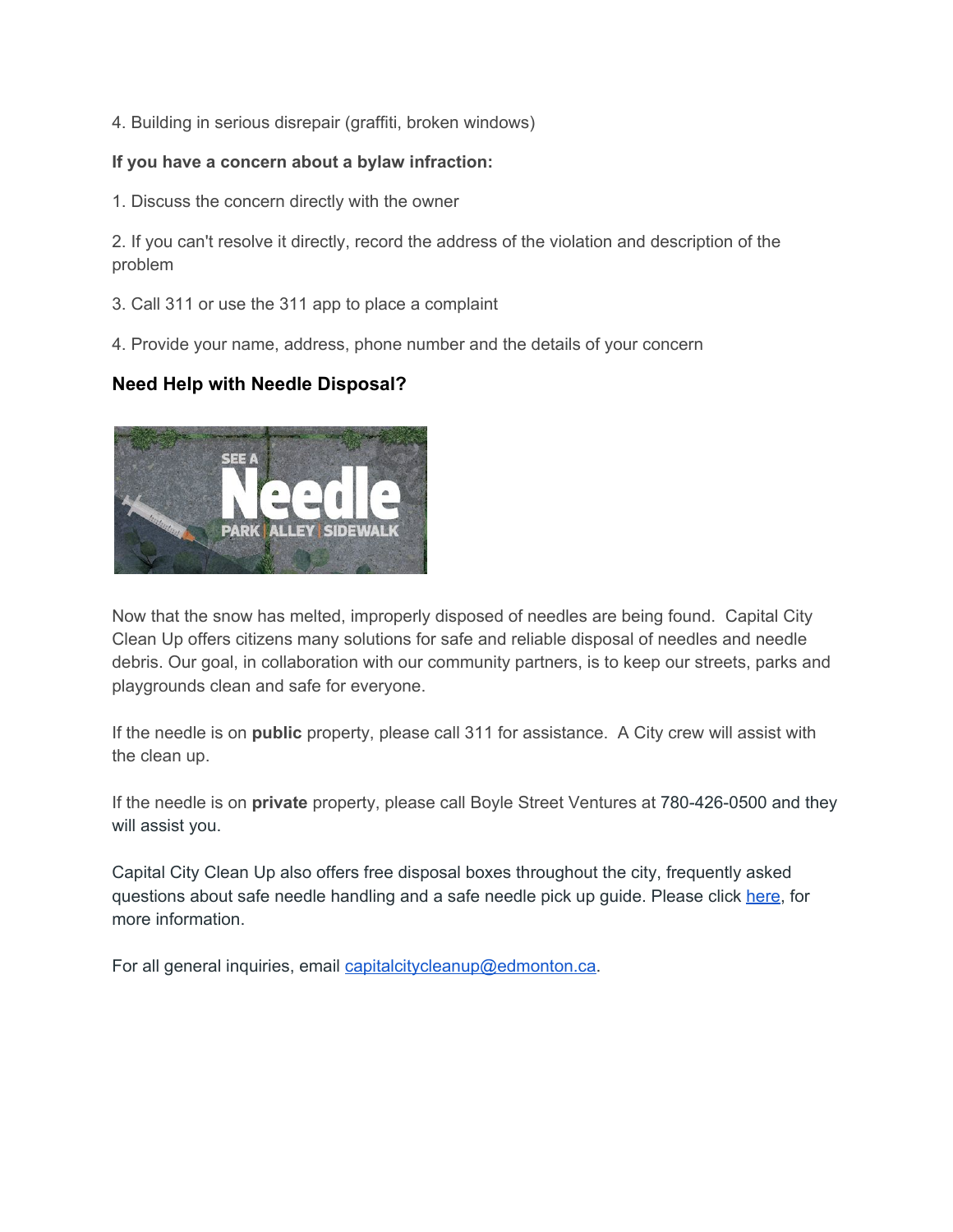4. Building in serious disrepair (graffiti, broken windows)

**If you have a concern about a bylaw infraction:**

1. Discuss the concern directly with the owner

2. If you can't resolve it directly, record the address of the violation and description of the problem

3. Call 311 or use the 311 app to place a complaint

4. Provide your name, address, phone number and the details of your concern

### Need Help with Needle Disposal?

Now that the snow has melted, improperly disposed of needles are being found.  Capital City Clean Up offers citizens many solutions for safe and reliable disposal of needles and needle debris. Our goal, in collaboration with our community partners, is to keep our streets, parks and playgrounds clean and safe for everyone.

If the needle is on **public** property, please call 311 for assistance.  A City crew will assist with the clean up.

If the needle is on **private** property, please call Boyle Street Ventures at 780-426-0500 and they will assist you.

Capital City Clean Up also offers free disposal boxes throughout the city, frequently asked questions about safe needle handling and a safe needle pick up guide. Please click here, for more information.

For all general inquiries, email capitalcitycleanup@edmonton.ca.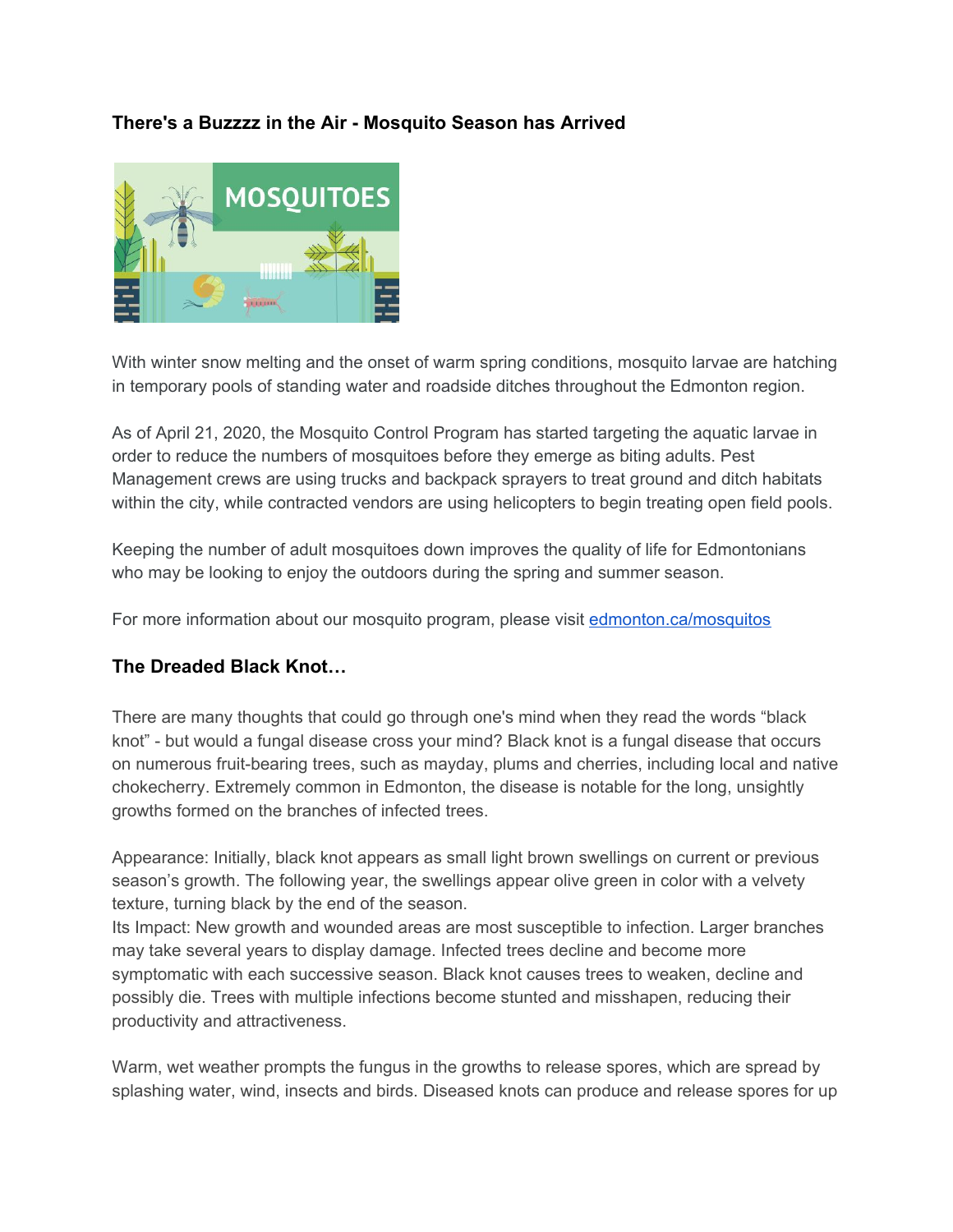### There's a Buzzzz in the Air - Mosquito Season has Arrived

With winter snow melting and the onset of warm spring conditions, mosquito larvae are hatching in temporary pools of standing water and roadside ditches throughout the Edmonton region.

As of April 21, 2020, the Mosquito Control Program has started targeting the aquatic larvae in order to reduce the numbers of mosquitoes before they emerge as biting adults. Pest Management crews are using trucks and backpack sprayers to treat ground and ditch habitats within the city, while contracted vendors are using helicopters to begin treating open field pools.

Keeping the number of adult mosquitoes down improves the quality of life for Edmontonians who may be looking to enjoy the outdoors during the spring and summer season.

For more information about our mosquito program, please visit [edmonton.ca/mosquitos](edmonton.ca/mosquitos)

### The Dreaded Black Knot…

There are many thoughts that could go through one's mind when they read the words "black knot" - but would a fungal disease cross your mind? Black knot is a fungal disease that occurs on numerous fruit-bearing trees, such as mayday, plums and cherries, including local and native chokecherry. Extremely common in Edmonton, the disease is notable for the long, unsightly growths formed on the branches of infected trees.

Appearance: Initially, black knot appears as small light brown swellings on current or previous season's growth. The following year, the swellings appear olive green in color with a velvety texture, turning black by the end of the season.
Its Impact: New growth and wounded areas are most susceptible to infection. Larger branches may take several years to display damage. Infected trees decline and become more symptomatic with each successive season. Black knot causes trees to weaken, decline and possibly die. Trees with multiple infections become stunted and misshapen, reducing their productivity and attractiveness.

Warm, wet weather prompts the fungus in the growths to release spores, which are spread by splashing water, wind, insects and birds. Diseased knots can produce and release spores for up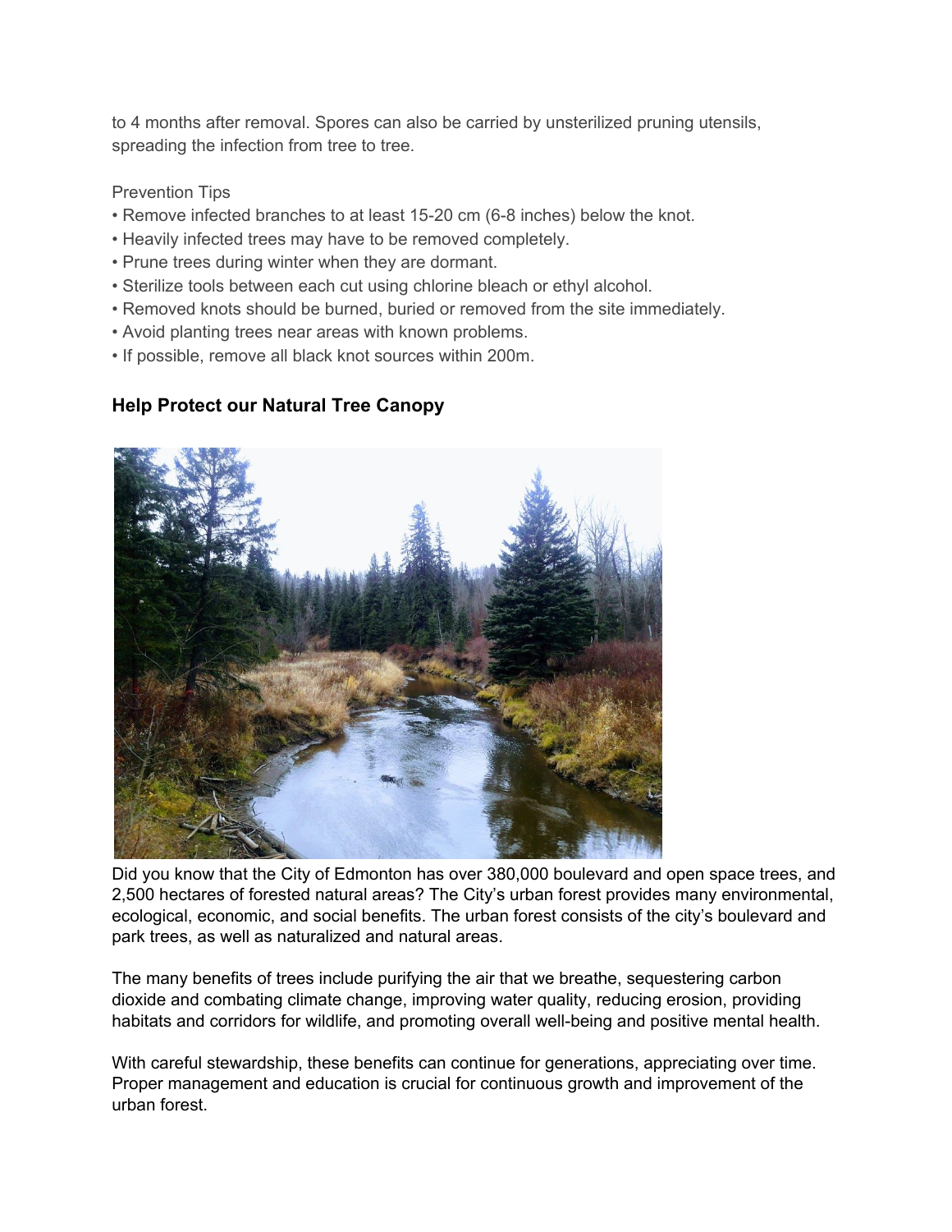to 4 months after removal. Spores can also be carried by unsterilized pruning utensils, spreading the infection from tree to tree.

Prevention Tips

- Remove infected branches to at least 15-20 cm (6-8 inches) below the knot.
- Heavily infected trees may have to be removed completely.
- Prune trees during winter when they are dormant.
- Sterilize tools between each cut using chlorine bleach or ethyl alcohol.
- Removed knots should be burned, buried or removed from the site immediately.
- Avoid planting trees near areas with known problems.
- If possible, remove all black knot sources within 200m.

### Help Protect our Natural Tree Canopy

Did you know that the City of Edmonton has over 380,000 boulevard and open space trees, and 2,500 hectares of forested natural areas? The City's urban forest provides many environmental, ecological, economic, and social benefits. The urban forest consists of the city's boulevard and park trees, as well as naturalized and natural areas.

The many benefits of trees include purifying the air that we breathe, sequestering carbon dioxide and combating climate change, improving water quality, reducing erosion, providing habitats and corridors for wildlife, and promoting overall well-being and positive mental health.

With careful stewardship, these benefits can continue for generations, appreciating over time. Proper management and education is crucial for continuous growth and improvement of the urban forest.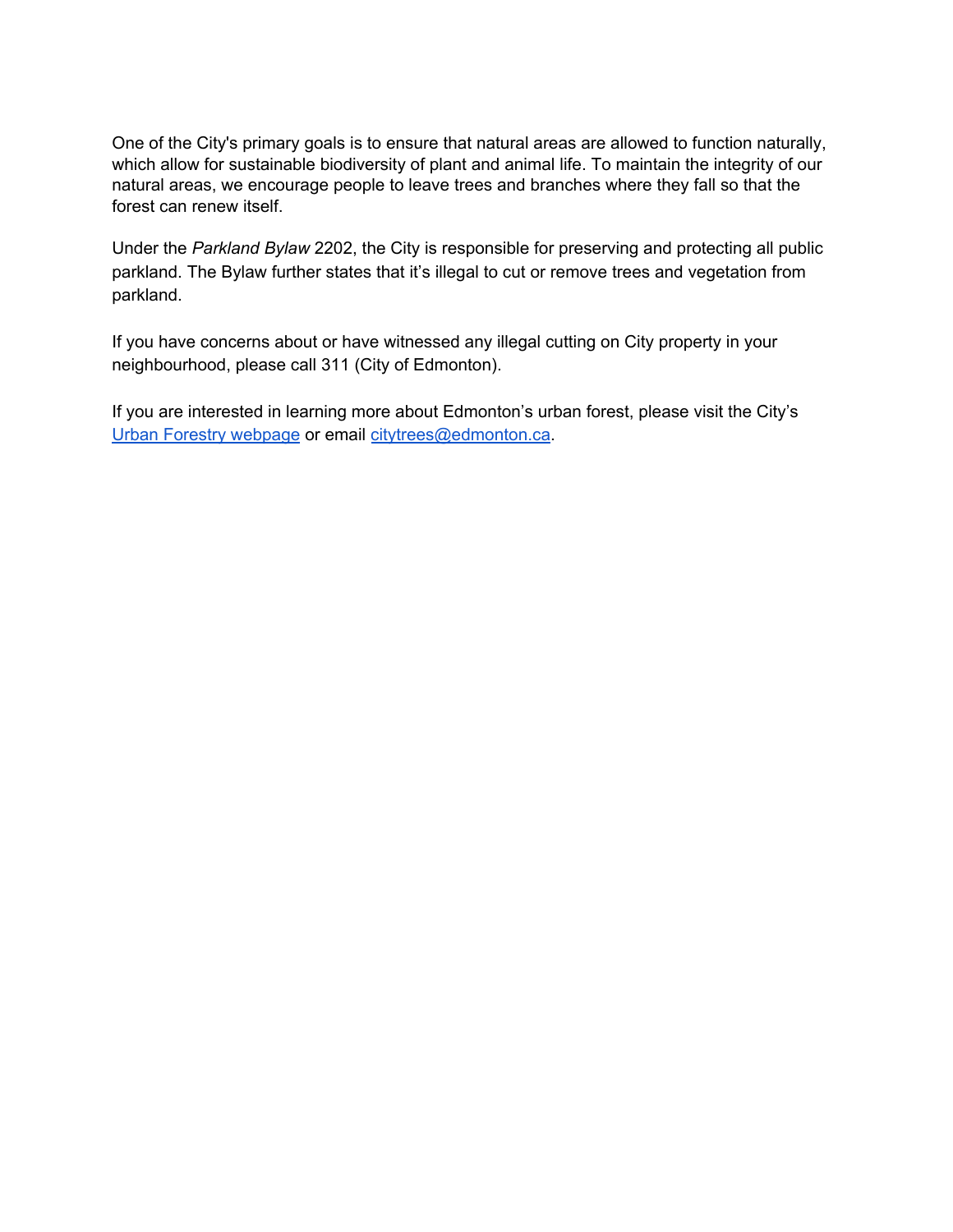One of the City's primary goals is to ensure that natural areas are allowed to function naturally, which allow for sustainable biodiversity of plant and animal life. To maintain the integrity of our natural areas, we encourage people to leave trees and branches where they fall so that the forest can renew itself.

Under the *Parkland Bylaw* 2202, the City is responsible for preserving and protecting all public parkland. The Bylaw further states that it's illegal to cut or remove trees and vegetation from parkland.

If you have concerns about or have witnessed any illegal cutting on City property in your neighbourhood, please call 311 (City of Edmonton).

If you are interested in learning more about Edmonton's urban forest, please visit the City's Urban Forestry webpage or email citytrees@edmonton.ca.